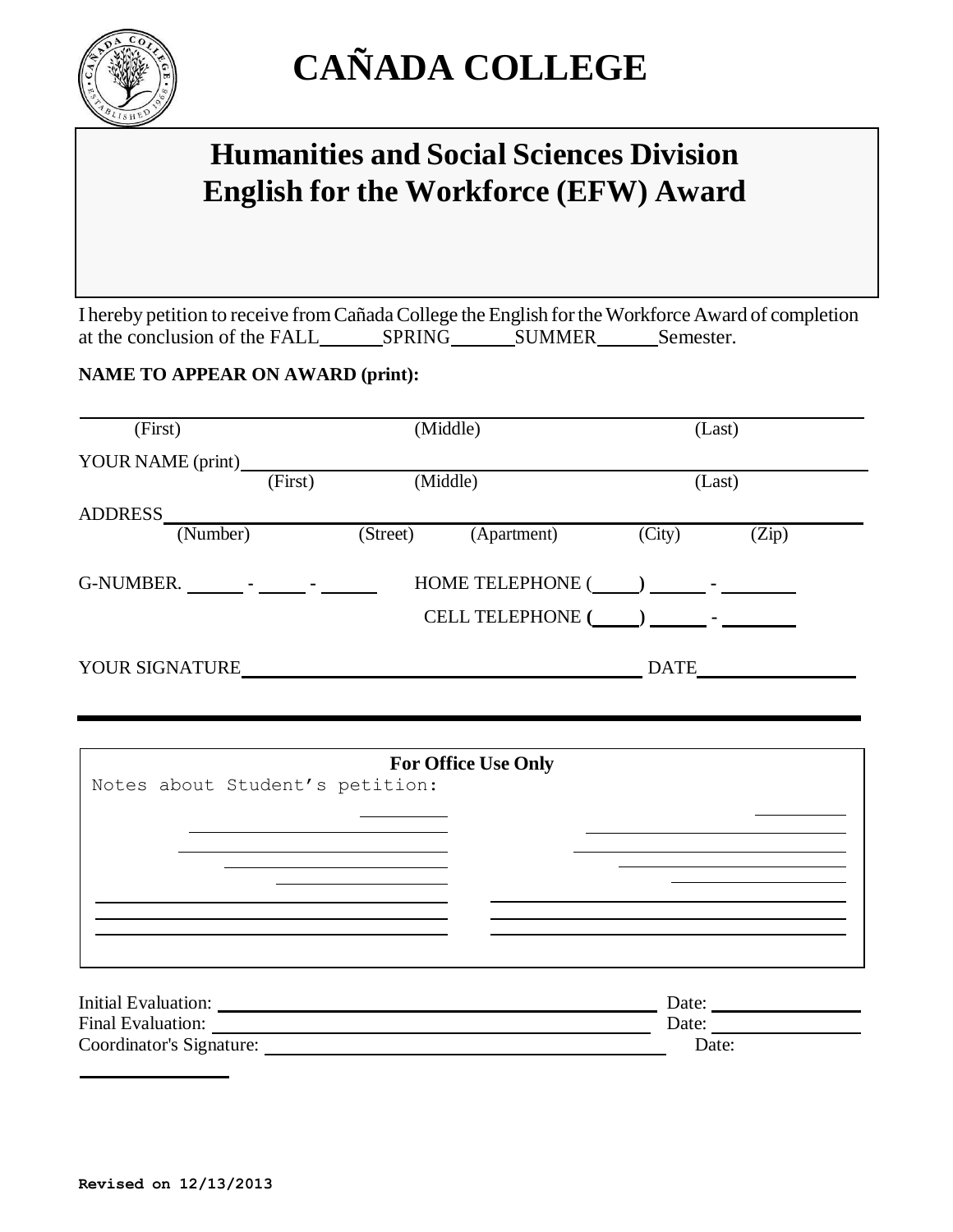# CAÑADA COLLEGE

## Humanities and Social Sciences Division
## English for the Workforce (EFW) Award

I hereby petition to receive from Cañada College the English for the Workforce Award of completion at the conclusion of the FALL______SPRING______SUMMER______Semester.

**NAME TO APPEAR ON AWARD (print):**

_______________________________________________________________
(First) (Middle) (Last)

YOUR NAME (print)_______________________________________________
(First) (Middle) (Last)

ADDRESS_______________________________________________________
(Number) (Street) (Apartment) (City) (Zip)

G-NUMBER. ______ - _____ - ______ HOME TELEPHONE (_____) ______ - ________

CELL TELEPHONE (_____) ______ - ________

YOUR SIGNATURE_________________________________ DATE________________

**For Office Use Only**

Notes about Student's petition:

Initial Evaluation: ___________________________________________ Date: ______________

Final Evaluation: ____________________________________________ Date: ______________

Coordinator's Signature: ______________________________________ Date: ______________

**Revised on 12/13/2013**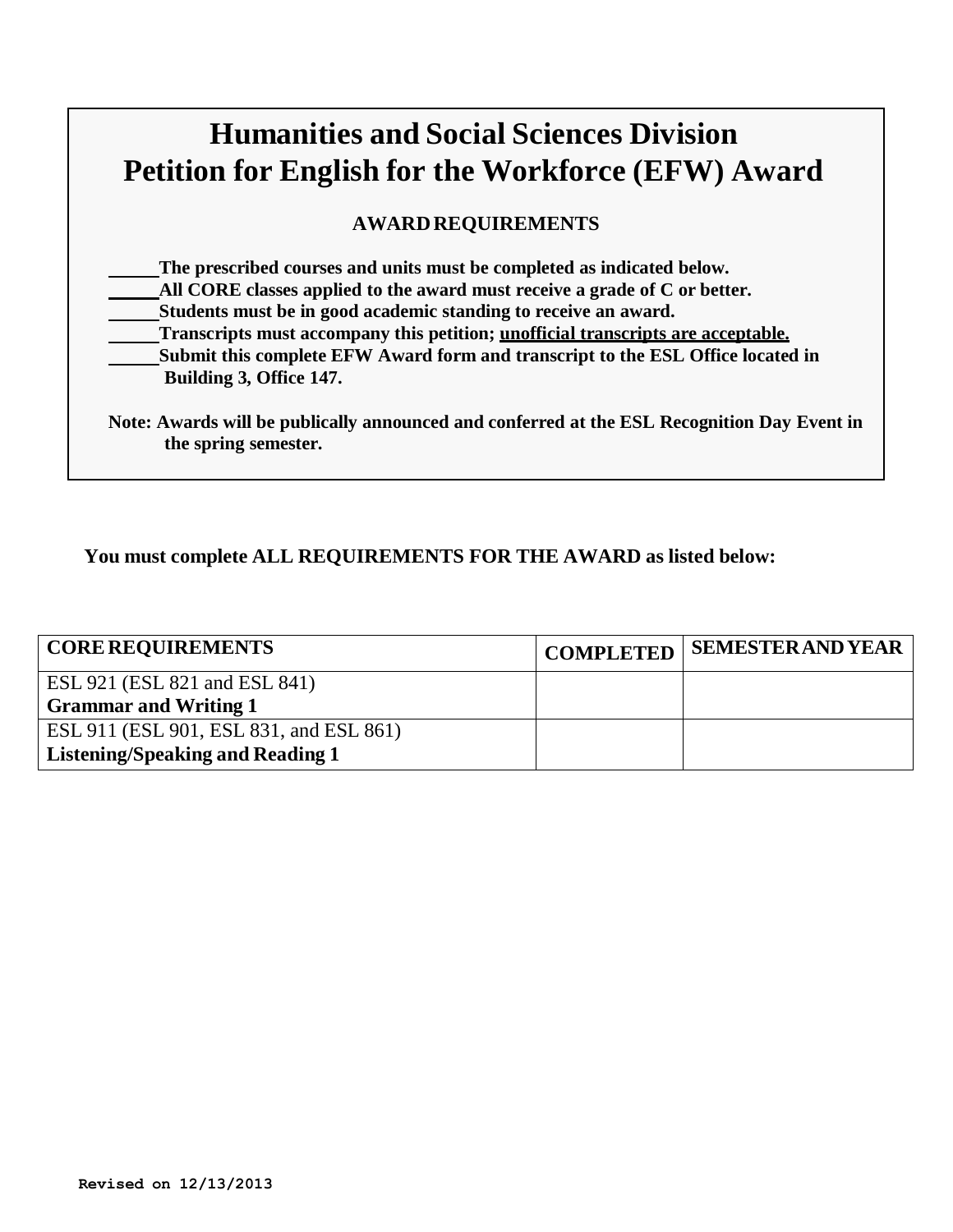# Humanities and Social Sciences Division
# Petition for English for the Workforce (EFW) Award

**AWARD REQUIREMENTS**

_____ **The prescribed courses and units must be completed as indicated below.**
_____ **All CORE classes applied to the award must receive a grade of C or better.**
_____ **Students must be in good academic standing to receive an award.**
_____ **Transcripts must accompany this petition; unofficial transcripts are acceptable.**
_____ **Submit this complete EFW Award form and transcript to the ESL Office located in Building 3, Office 147.**

**Note: Awards will be publically announced and conferred at the ESL Recognition Day Event in the spring semester.**

**You must complete ALL REQUIREMENTS FOR THE AWARD as listed below:**

| CORE REQUIREMENTS | COMPLETED | SEMESTER AND YEAR |
|---|---|---|
| ESL 921 (ESL 821 and ESL 841) **Grammar and Writing 1** | | |
| ESL 911 (ESL 901, ESL 831, and ESL 861) **Listening/Speaking and Reading 1** | | |

**Revised on 12/13/2013**